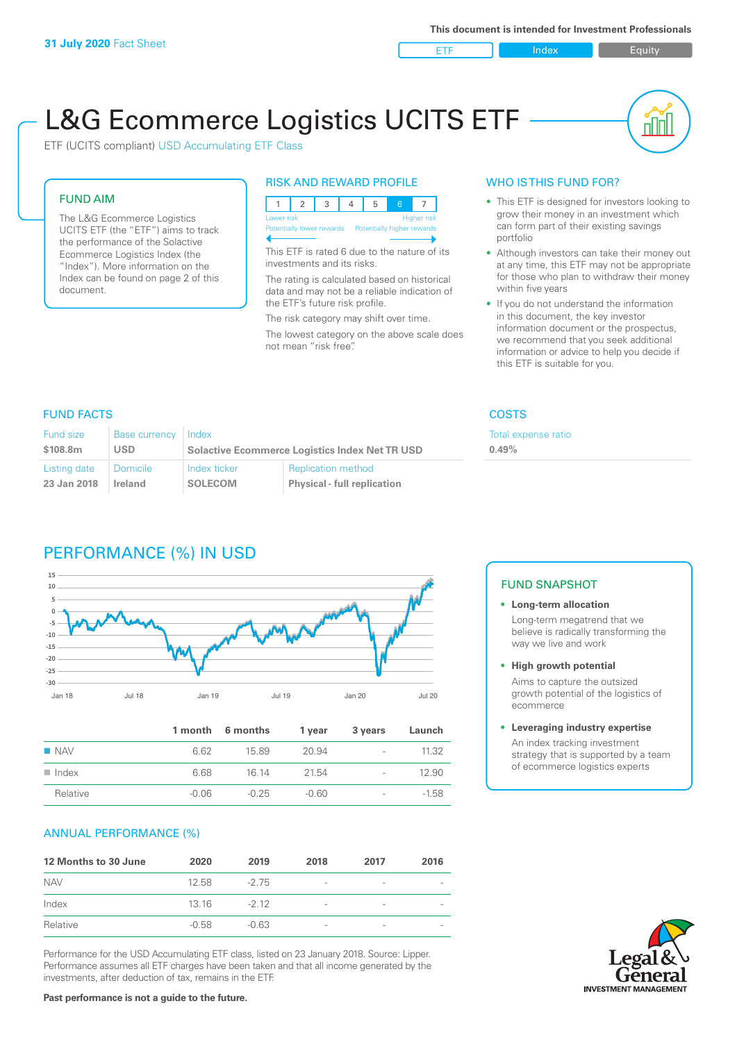**31 July 2020** Fact Sheet

**This document is intended for Investment Professionals**

ETF | Index | Equity

# L&G Ecommerce Logistics UCITS ETF

ETF (UCITS compliant) USD Accumulating ETF Class

## FUND AIM

The L&G Ecommerce Logistics UCITS ETF (the "ETF") aims to track the performance of the Solactive Ecommerce Logistics Index (the "Index"). More information on the Index can be found on page 2 of this document.

## RISK AND REWARD PROFILE

| 1 | 2 | 3 | 4 | 5 | 6 | 7 |
|---|---|---|---|---|---|---|

Lower risk — Higher risk
Potentially lower rewards — Potentially higher rewards

This ETF is rated 6 due to the nature of its investments and its risks.

The rating is calculated based on historical data and may not be a reliable indication of the ETF's future risk profile.

The risk category may shift over time.

The lowest category on the above scale does not mean "risk free".

## WHO IS THIS FUND FOR?

- This ETF is designed for investors looking to grow their money in an investment which can form part of their existing savings portfolio
- Although investors can take their money out at any time, this ETF may not be appropriate for those who plan to withdraw their money within five years
- If you do not understand the information in this document, the key investor information document or the prospectus, we recommend that you seek additional information or advice to help you decide if this ETF is suitable for you.

## FUND FACTS

| Fund size | Base currency | Index | |
|---|---|---|---|
| $108.8m | USD | Solactive Ecommerce Logistics Index Net TR USD | |
| **Listing date** | **Domicile** | **Index ticker** | **Replication method** |
| 23 Jan 2018 | Ireland | SOLECOM | Physical - full replication |

## COSTS

| Total expense ratio |
|---|
| 0.49% |

## PERFORMANCE (%) IN USD

| | 1 month | 6 months | 1 year | 3 years | Launch |
|---|---|---|---|---|---|
| NAV | 6.62 | 15.89 | 20.94 | - | 11.32 |
| Index | 6.68 | 16.14 | 21.54 | - | 12.90 |
| Relative | -0.06 | -0.25 | -0.60 | - | -1.58 |

## ANNUAL PERFORMANCE (%)

| 12 Months to 30 June | 2020 | 2019 | 2018 | 2017 | 2016 |
|---|---|---|---|---|---|
| NAV | 12.58 | -2.75 | - | - | - |
| Index | 13.16 | -2.12 | - | - | - |
| Relative | -0.58 | -0.63 | - | - | - |

Performance for the USD Accumulating ETF class, listed on 23 January 2018. Source: Lipper. Performance assumes all ETF charges have been taken and that all income generated by the investments, after deduction of tax, remains in the ETF.

**Past performance is not a guide to the future.**

## FUND SNAPSHOT

- **Long-term allocation**
  Long-term megatrend that we believe is radically transforming the way we live and work
- **High growth potential**
  Aims to capture the outsized growth potential of the logistics of ecommerce
- **Leveraging industry expertise**
  An index tracking investment strategy that is supported by a team of ecommerce logistics experts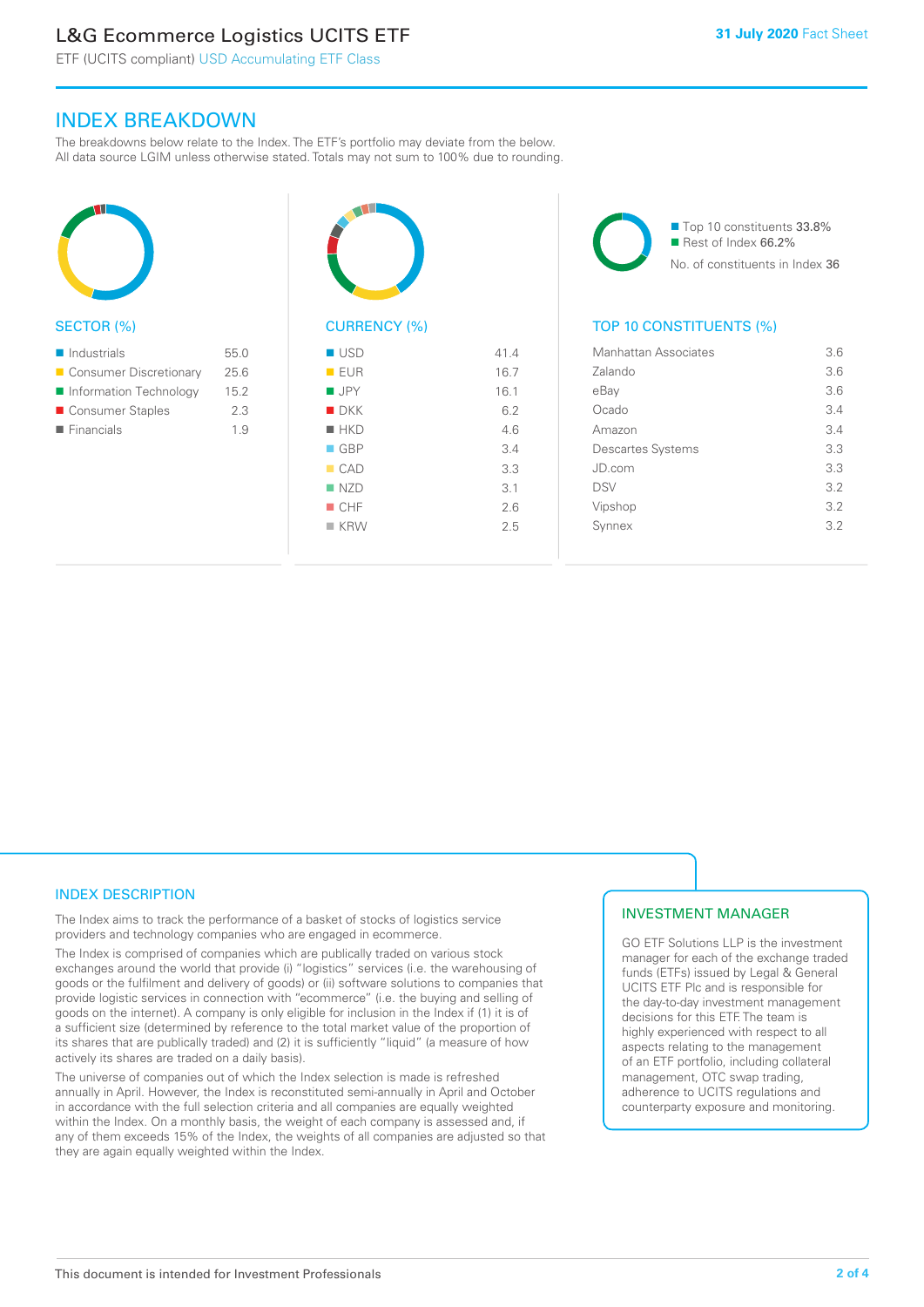## INDEX BREAKDOWN

The breakdowns below relate to the Index. The ETF's portfolio may deviate from the below. All data source LGIM unless otherwise stated. Totals may not sum to 100% due to rounding.

### SECTOR (%)

| Sector | % |
|---|---|
| Industrials | 55.0 |
| Consumer Discretionary | 25.6 |
| Information Technology | 15.2 |
| Consumer Staples | 2.3 |
| Financials | 1.9 |

### CURRENCY (%)

| Currency | % |
|---|---|
| USD | 41.4 |
| EUR | 16.7 |
| JPY | 16.1 |
| DKK | 6.2 |
| HKD | 4.6 |
| GBP | 3.4 |
| CAD | 3.3 |
| NZD | 3.1 |
| CHF | 2.6 |
| KRW | 2.5 |

Top 10 constituents 33.8%
Rest of Index 66.2%
No. of constituents in Index 36

### TOP 10 CONSTITUENTS (%)

| Constituent | % |
|---|---|
| Manhattan Associates | 3.6 |
| Zalando | 3.6 |
| eBay | 3.6 |
| Ocado | 3.4 |
| Amazon | 3.4 |
| Descartes Systems | 3.3 |
| JD.com | 3.3 |
| DSV | 3.2 |
| Vipshop | 3.2 |
| Synnex | 3.2 |

## INDEX DESCRIPTION

The Index aims to track the performance of a basket of stocks of logistics service providers and technology companies who are engaged in ecommerce.

The Index is comprised of companies which are publically traded on various stock exchanges around the world that provide (i) "logistics" services (i.e. the warehousing of goods or the fulfilment and delivery of goods) or (ii) software solutions to companies that provide logistic services in connection with "ecommerce" (i.e. the buying and selling of goods on the internet). A company is only eligible for inclusion in the Index if (1) it is of a sufficient size (determined by reference to the total market value of the proportion of its shares that are publically traded) and (2) it is sufficiently "liquid" (a measure of how actively its shares are traded on a daily basis).

The universe of companies out of which the Index selection is made is refreshed annually in April. However, the Index is reconstituted semi-annually in April and October in accordance with the full selection criteria and all companies are equally weighted within the Index. On a monthly basis, the weight of each company is assessed and, if any of them exceeds 15% of the Index, the weights of all companies are adjusted so that they are again equally weighted within the Index.

## INVESTMENT MANAGER

GO ETF Solutions LLP is the investment manager for each of the exchange traded funds (ETFs) issued by Legal & General UCITS ETF Plc and is responsible for the day-to-day investment management decisions for this ETF. The team is highly experienced with respect to all aspects relating to the management of an ETF portfolio, including collateral management, OTC swap trading, adherence to UCITS regulations and counterparty exposure and monitoring.

This document is intended for Investment Professionals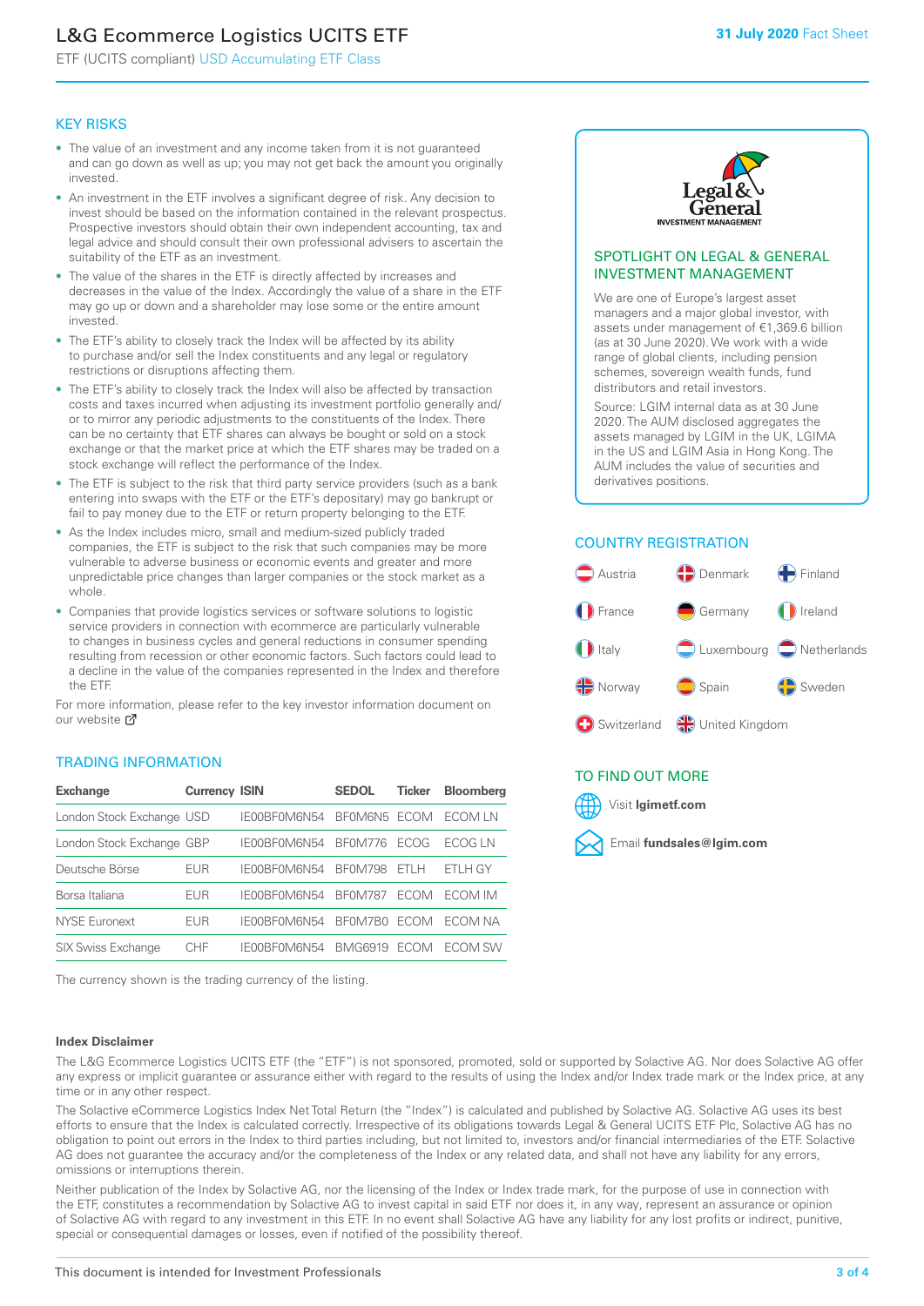# L&G Ecommerce Logistics UCITS ETF

ETF (UCITS compliant) USD Accumulating ETF Class

31 July 2020 Fact Sheet

## KEY RISKS

- The value of an investment and any income taken from it is not guaranteed and can go down as well as up; you may not get back the amount you originally invested.
- An investment in the ETF involves a significant degree of risk. Any decision to invest should be based on the information contained in the relevant prospectus. Prospective investors should obtain their own independent accounting, tax and legal advice and should consult their own professional advisers to ascertain the suitability of the ETF as an investment.
- The value of the shares in the ETF is directly affected by increases and decreases in the value of the Index. Accordingly the value of a share in the ETF may go up or down and a shareholder may lose some or the entire amount invested.
- The ETF's ability to closely track the Index will be affected by its ability to purchase and/or sell the Index constituents and any legal or regulatory restrictions or disruptions affecting them.
- The ETF's ability to closely track the Index will also be affected by transaction costs and taxes incurred when adjusting its investment portfolio generally and/or to mirror any periodic adjustments to the constituents of the Index. There can be no certainty that ETF shares can always be bought or sold on a stock exchange or that the market price at which the ETF shares may be traded on a stock exchange will reflect the performance of the Index.
- The ETF is subject to the risk that third party service providers (such as a bank entering into swaps with the ETF or the ETF's depositary) may go bankrupt or fail to pay money due to the ETF or return property belonging to the ETF.
- As the Index includes micro, small and medium-sized publicly traded companies, the ETF is subject to the risk that such companies may be more vulnerable to adverse business or economic events and greater and more unpredictable price changes than larger companies or the stock market as a whole.
- Companies that provide logistics services or software solutions to logistic service providers in connection with ecommerce are particularly vulnerable to changes in business cycles and general reductions in consumer spending resulting from recession or other economic factors. Such factors could lead to a decline in the value of the companies represented in the Index and therefore the ETF.

For more information, please refer to the key investor information document on our website

## TRADING INFORMATION

| Exchange | Currency | ISIN | SEDOL | Ticker | Bloomberg |
|---|---|---|---|---|---|
| London Stock Exchange | USD | IE00BF0M6N54 | BF0M6N5 | ECOM | ECOM LN |
| London Stock Exchange | GBP | IE00BF0M6N54 | BF0M776 | ECOG | ECOG LN |
| Deutsche Börse | EUR | IE00BF0M6N54 | BF0M798 | ETLH | ETLH GY |
| Borsa Italiana | EUR | IE00BF0M6N54 | BF0M787 | ECOM | ECOM IM |
| NYSE Euronext | EUR | IE00BF0M6N54 | BF0M7B0 | ECOM | ECOM NA |
| SIX Swiss Exchange | CHF | IE00BF0M6N54 | BMG6919 | ECOM | ECOM SW |

The currency shown is the trading currency of the listing.

## SPOTLIGHT ON LEGAL & GENERAL INVESTMENT MANAGEMENT

We are one of Europe's largest asset managers and a major global investor, with assets under management of €1,369.6 billion (as at 30 June 2020). We work with a wide range of global clients, including pension schemes, sovereign wealth funds, fund distributors and retail investors.

Source: LGIM internal data as at 30 June 2020. The AUM disclosed aggregates the assets managed by LGIM in the UK, LGIMA in the US and LGIM Asia in Hong Kong. The AUM includes the value of securities and derivatives positions.

## COUNTRY REGISTRATION

Austria, Denmark, Finland, France, Germany, Ireland, Italy, Luxembourg, Netherlands, Norway, Spain, Sweden, Switzerland, United Kingdom

## TO FIND OUT MORE

Visit **lgimetf.com**

Email **fundsales@lgim.com**

### Index Disclaimer

The L&G Ecommerce Logistics UCITS ETF (the "ETF") is not sponsored, promoted, sold or supported by Solactive AG. Nor does Solactive AG offer any express or implicit guarantee or assurance either with regard to the results of using the Index and/or Index trade mark or the Index price, at any time or in any other respect.

The Solactive eCommerce Logistics Index Net Total Return (the "Index") is calculated and published by Solactive AG. Solactive AG uses its best efforts to ensure that the Index is calculated correctly. Irrespective of its obligations towards Legal & General UCITS ETF Plc, Solactive AG has no obligation to point out errors in the Index to third parties including, but not limited to, investors and/or financial intermediaries of the ETF. Solactive AG does not guarantee the accuracy and/or the completeness of the Index or any related data, and shall not have any liability for any errors, omissions or interruptions therein.

Neither publication of the Index by Solactive AG, nor the licensing of the Index or Index trade mark, for the purpose of use in connection with the ETF, constitutes a recommendation by Solactive AG to invest capital in said ETF nor does it, in any way, represent an assurance or opinion of Solactive AG with regard to any investment in this ETF. In no event shall Solactive AG have any liability for any lost profits or indirect, punitive, special or consequential damages or losses, even if notified of the possibility thereof.

This document is intended for Investment Professionals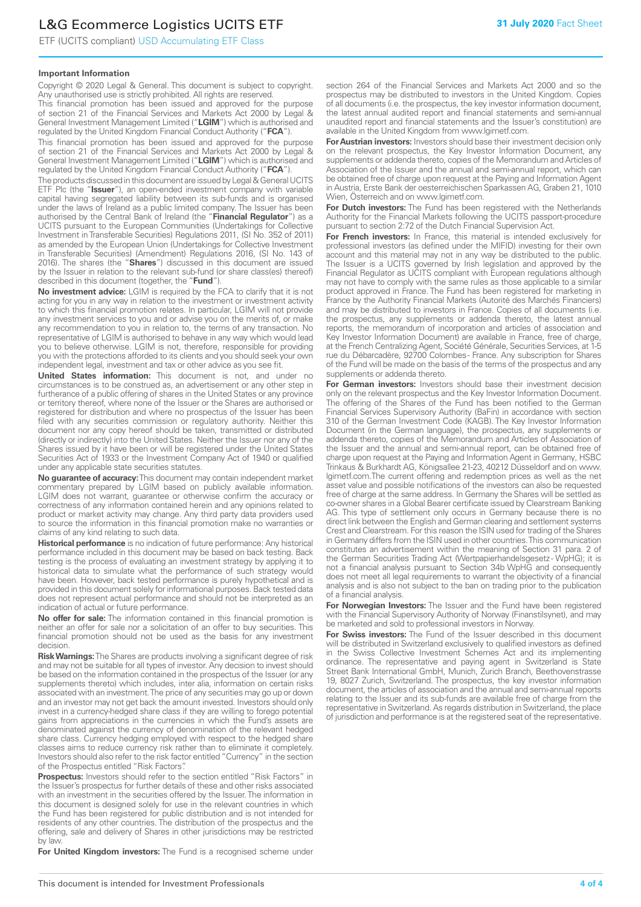## Important Information

Copyright © 2020 Legal & General. This document is subject to copyright. Any unauthorised use is strictly prohibited. All rights are reserved.

This financial promotion has been issued and approved for the purpose of section 21 of the Financial Services and Markets Act 2000 by Legal & General Investment Management Limited ("**LGIM**") which is authorised and regulated by the United Kingdom Financial Conduct Authority ("**FCA**").

This financial promotion has been issued and approved for the purpose of section 21 of the Financial Services and Markets Act 2000 by Legal & General Investment Management Limited ("**LGIM**") which is authorised and regulated by the United Kingdom Financial Conduct Authority ("**FCA**").

The products discussed in this document are issued by Legal & General UCITS ETF Plc (the "**Issuer**"), an open-ended investment company with variable capital having segregated liability between its sub-funds and is organised under the laws of Ireland as a public limited company. The Issuer has been authorised by the Central Bank of Ireland (the "**Financial Regulator**") as a UCITS pursuant to the European Communities (Undertakings for Collective Investment in Transferable Securities) Regulations 2011, (SI No. 352 of 2011) as amended by the European Union (Undertakings for Collective Investment in Transferable Securities) (Amendment) Regulations 2016, (SI No. 143 of 2016). The shares (the "**Shares**") discussed in this document are issued by the Issuer in relation to the relevant sub-fund (or share class(es) thereof) described in this document (together, the "**Fund**").

**No investment advice:** LGIM is required by the FCA to clarify that it is not acting for you in any way in relation to the investment or investment activity to which this financial promotion relates. In particular, LGIM will not provide any investment services to you and or advise you on the merits of, or make any recommendation to you in relation to, the terms of any transaction. No representative of LGIM is authorised to behave in any way which would lead you to believe otherwise. LGIM is not, therefore, responsible for providing you with the protections afforded to its clients and you should seek your own independent legal, investment and tax or other advice as you see fit.

**United States information:** This document is not, and under no circumstances is to be construed as, an advertisement or any other step in furtherance of a public offering of shares in the United States or any province or territory thereof, where none of the Issuer or the Shares are authorised or registered for distribution and where no prospectus of the Issuer has been filed with any securities commission or regulatory authority. Neither this document nor any copy hereof should be taken, transmitted or distributed (directly or indirectly) into the United States. Neither the Issuer nor any of the Shares issued by it have been or will be registered under the United States Securities Act of 1933 or the Investment Company Act of 1940 or qualified under any applicable state securities statutes.

**No guarantee of accuracy:** This document may contain independent market commentary prepared by LGIM based on publicly available information. LGIM does not warrant, guarantee or otherwise confirm the accuracy or correctness of any information contained herein and any opinions related to product or market activity may change. Any third party data providers used to source the information in this financial promotion make no warranties or claims of any kind relating to such data.

**Historical performance** is no indication of future performance: Any historical performance included in this document may be based on back testing. Back testing is the process of evaluating an investment strategy by applying it to historical data to simulate what the performance of such strategy would have been. However, back tested performance is purely hypothetical and is provided in this document solely for informational purposes. Back tested data does not represent actual performance and should not be interpreted as an indication of actual or future performance.

**No offer for sale:** The information contained in this financial promotion is neither an offer for sale nor a solicitation of an offer to buy securities. This financial promotion should not be used as the basis for any investment decision.

**Risk Warnings:** The Shares are products involving a significant degree of risk and may not be suitable for all types of investor. Any decision to invest should be based on the information contained in the prospectus of the Issuer (or any supplements thereto) which includes, inter alia, information on certain risks associated with an investment. The price of any securities may go up or down and an investor may not get back the amount invested. Investors should only invest in a currency-hedged share class if they are willing to forego potential gains from appreciations in the currencies in which the Fund's assets are denominated against the currency of denomination of the relevant hedged share class. Currency hedging employed with respect to the hedged share classes aims to reduce currency risk rather than to eliminate it completely. Investors should also refer to the risk factor entitled "Currency" in the section of the Prospectus entitled "Risk Factors".

**Prospectus:** Investors should refer to the section entitled "Risk Factors" in the Issuer's prospectus for further details of these and other risks associated with an investment in the securities offered by the Issuer. The information in this document is designed solely for use in the relevant countries in which the Fund has been registered for public distribution and is not intended for residents of any other countries. The distribution of the prospectus and the offering, sale and delivery of Shares in other jurisdictions may be restricted by law.

**For United Kingdom investors:** The Fund is a recognised scheme under section 264 of the Financial Services and Markets Act 2000 and so the prospectus may be distributed to investors in the United Kingdom. Copies of all documents (i.e. the prospectus, the key investor information document, the latest annual audited report and financial statements and semi-annual unaudited report and financial statements and the Issuer's constitution) are available in the United Kingdom from www.lgimetf.com.

**For Austrian investors:** Investors should base their investment decision only on the relevant prospectus, the Key Investor Information Document, any supplements or addenda thereto, copies of the Memorandum and Articles of Association of the Issuer and the annual and semi-annual report, which can be obtained free of charge upon request at the Paying and Information Agent in Austria, Erste Bank der oesterreichischen Sparkassen AG, Graben 21, 1010 Wien, Österreich and on www.lgimetf.com.

**For Dutch investors:** The Fund has been registered with the Netherlands Authority for the Financial Markets following the UCITS passport-procedure pursuant to section 2:72 of the Dutch Financial Supervision Act.

**For French investors:** In France, this material is intended exclusively for professional investors (as defined under the MIFID) investing for their own account and this material may not in any way be distributed to the public. The Issuer is a UCITS governed by Irish legislation and approved by the Financial Regulator as UCITS compliant with European regulations although may not have to comply with the same rules as those applicable to a similar product approved in France. The Fund has been registered for marketing in France by the Authority Financial Markets (Autorité des Marchés Financiers) and may be distributed to investors in France. Copies of all documents (i.e. the prospectus, any supplements or addenda thereto, the latest annual reports, the memorandum of incorporation and articles of association and Key Investor Information Document) are available in France, free of charge, at the French Centralizing Agent, Société Générale, Securities Services, at 1-5 rue du Débarcadère, 92700 Colombes - France. Any subscription for Shares of the Fund will be made on the basis of the terms of the prospectus and any supplements or addenda thereto.

**For German investors:** Investors should base their investment decision only on the relevant prospectus and the Key Investor Information Document. The offering of the Shares of the Fund has been notified to the German Financial Services Supervisory Authority (BaFin) in accordance with section 310 of the German Investment Code (KAGB). The Key Investor Information Document (in the German language), the prospectus, any supplements or addenda thereto, copies of the Memorandum and Articles of Association of the Issuer and the annual and semi-annual report, can be obtained free of charge upon request at the Paying and Information Agent in Germany, HSBC Trinkaus & Burkhardt AG, Königsallee 21-23, 40212 Düsseldorf and on www.lgimetf.com.The current offering and redemption prices as well as the net asset value and possible notifications of the investors can also be requested free of charge at the same address. In Germany the Shares will be settled as co-owner shares in a Global Bearer certificate issued by Clearstream Banking AG. This type of settlement only occurs in Germany because there is no direct link between the English and German clearing and settlement systems Crest and Clearstream. For this reason the ISIN used for trading of the Shares in Germany differs from the ISIN used in other countries. This communication constitutes an advertisement within the meaning of Section 31 para. 2 of the German Securities Trading Act (Wertpapierhandelsgesetz - WpHG); it is not a financial analysis pursuant to Section 34b WpHG and consequently does not meet all legal requirements to warrant the objectivity of a financial analysis and is also not subject to the ban on trading prior to the publication of a financial analysis.

**For Norwegian Investors:** The Issuer and the Fund have been registered with the Financial Supervisory Authority of Norway (Finanstilsynet), and may be marketed and sold to professional investors in Norway.

**For Swiss investors:** The Fund of the Issuer described in this document will be distributed in Switzerland exclusively to qualified investors as defined in the Swiss Collective Investment Schemes Act and its implementing ordinance. The representative and paying agent in Switzerland is State Street Bank International GmbH, Munich, Zurich Branch, Beethovenstrasse 19, 8027 Zurich, Switzerland. The prospectus, the key investor information document, the articles of association and the annual and semi-annual reports relating to the Issuer and its sub-funds are available free of charge from the representative in Switzerland. As regards distribution in Switzerland, the place of jurisdiction and performance is at the registered seat of the representative.